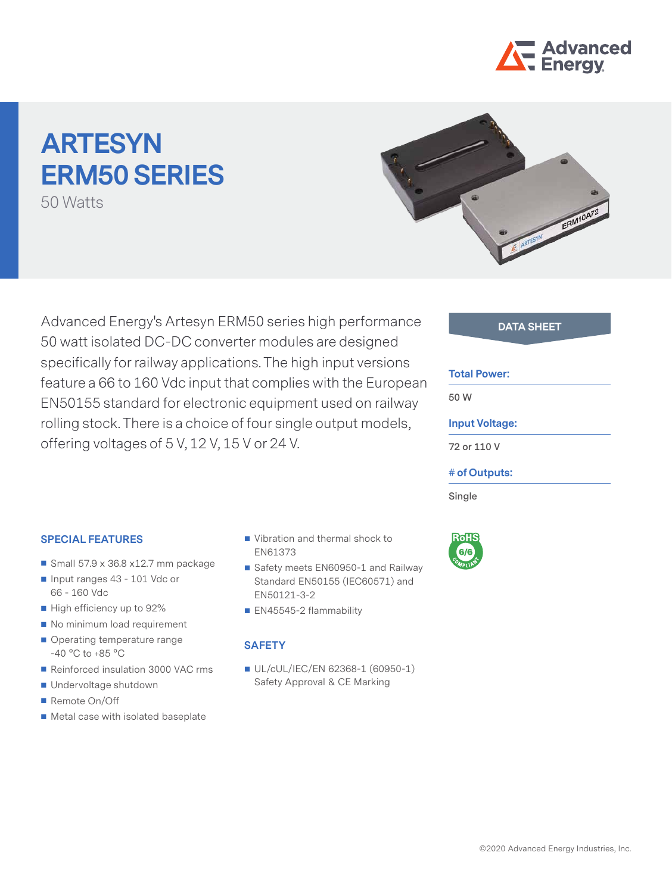# ARTESYN ERM50 SERIES

50 Watts

Advanced Energy's Artesyn ERM50 series high performance 50 watt isolated DC-DC converter modules are designed specifically for railway applications. The high input versions feature a 66 to 160 Vdc input that complies with the European EN50155 standard for electronic equipment used on railway rolling stock. There is a choice of four single output models, offering voltages of 5 V, 12 V, 15 V or 24 V.

**DATA SHEET**

**Total Power:**

50 W

**Input Voltage:**

72 or 110 V

**# of Outputs:**

Single

## SPECIAL FEATURES

- Small 57.9 x 36.8 x12.7 mm package
- Input ranges 43 - 101 Vdc or 66 - 160 Vdc
- High efficiency up to 92%
- No minimum load requirement
- Operating temperature range -40 °C to +85 °C
- Reinforced insulation 3000 VAC rms
- Undervoltage shutdown
- Remote On/Off
- Metal case with isolated baseplate
- Vibration and thermal shock to EN61373
- Safety meets EN60950-1 and Railway Standard EN50155 (IEC60571) and EN50121-3-2
- EN45545-2 flammability

## SAFETY

- UL/cUL/IEC/EN 62368-1 (60950-1) Safety Approval & CE Marking

RoHS 6/6 COMPLIANT

©2020 Advanced Energy Industries, Inc.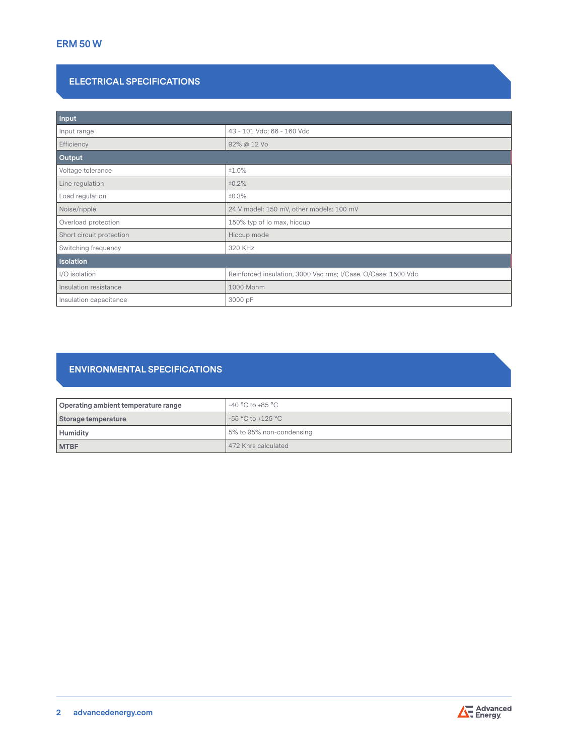# ERM 50 W

## ELECTRICAL SPECIFICATIONS

| | |
|---|---|
| **Input** | |
| Input range | 43 - 101 Vdc; 66 - 160 Vdc |
| Efficiency | 92% @ 12 Vo |
| **Output** | |
| Voltage tolerance | ±1.0% |
| Line regulation | ±0.2% |
| Load regulation | ±0.3% |
| Noise/ripple | 24 V model: 150 mV, other models: 100 mV |
| Overload protection | 150% typ of Io max, hiccup |
| Short circuit protection | Hiccup mode |
| Switching frequency | 320 KHz |
| **Isolation** | |
| I/O isolation | Reinforced insulation, 3000 Vac rms; I/Case. O/Case: 1500 Vdc |
| Insulation resistance | 1000 Mohm |
| Insulation capacitance | 3000 pF |

## ENVIRONMENTAL SPECIFICATIONS

| | |
|---|---|
| **Operating ambient temperature range** | -40 °C to +85 °C |
| **Storage temperature** | -55 °C to +125 °C |
| **Humidity** | 5% to 95% non-condensing |
| **MTBF** | 472 Khrs calculated |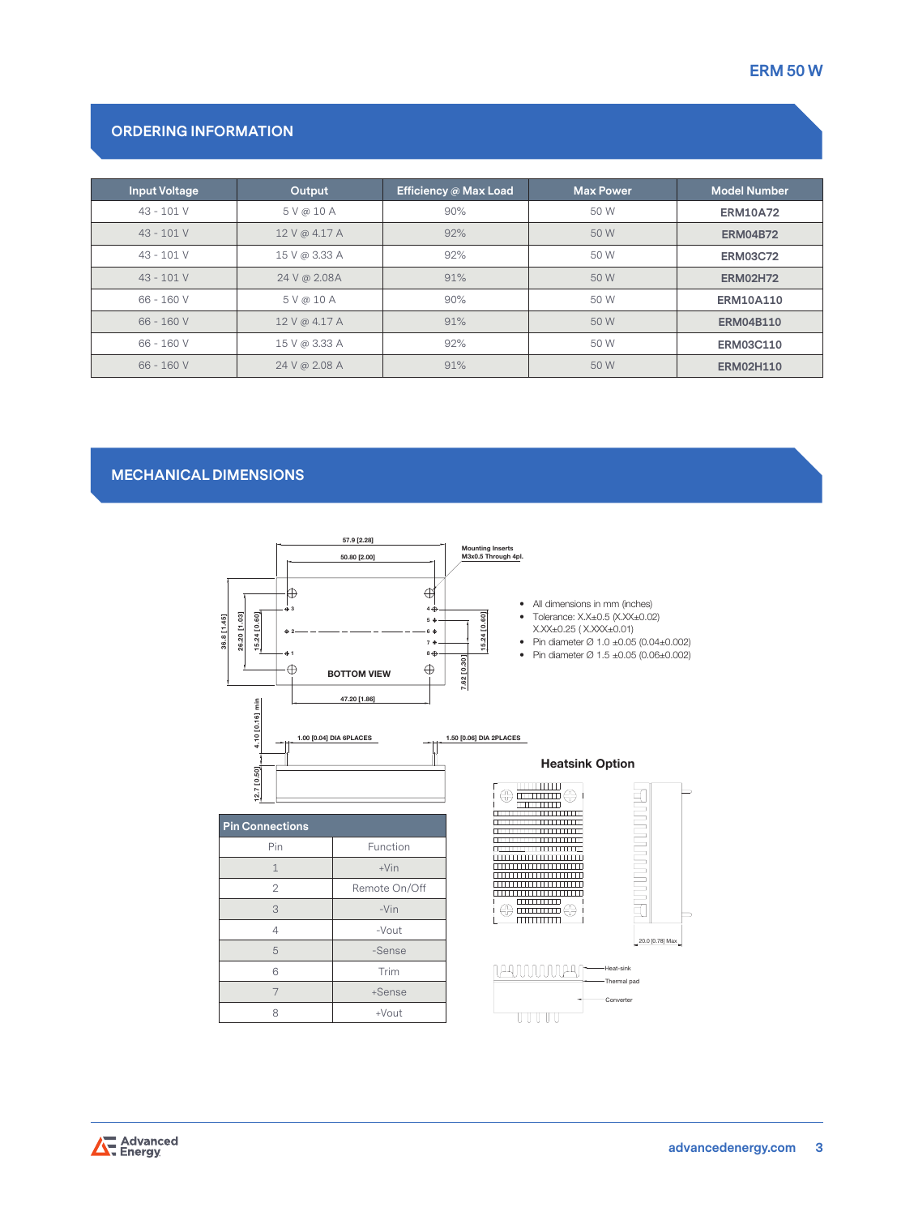## ORDERING INFORMATION

| Input Voltage | Output | Efficiency @ Max Load | Max Power | Model Number |
|---|---|---|---|---|
| 43 - 101 V | 5 V @ 10 A | 90% | 50 W | **ERM10A72** |
| 43 - 101 V | 12 V @ 4.17 A | 92% | 50 W | **ERM04B72** |
| 43 - 101 V | 15 V @ 3.33 A | 92% | 50 W | **ERM03C72** |
| 43 - 101 V | 24 V @ 2.08A | 91% | 50 W | **ERM02H72** |
| 66 - 160 V | 5 V @ 10 A | 90% | 50 W | **ERM10A110** |
| 66 - 160 V | 12 V @ 4.17 A | 91% | 50 W | **ERM04B110** |
| 66 - 160 V | 15 V @ 3.33 A | 92% | 50 W | **ERM03C110** |
| 66 - 160 V | 24 V @ 2.08 A | 91% | 50 W | **ERM02H110** |

## MECHANICAL DIMENSIONS

57.9 [2.28]
50.80 [2.00]
Mounting Inserts
M3x0.5 Through 4pl.
36.8 [1.45]
26.20 [1.03]
15.24 [0.60]
15.24 [0.60]
7.62 [0.30]
BOTTOM VIEW
47.20 [1.86]
4.10 [0.16] min
1.00 [0.04] DIA 6PLACES
1.50 [0.06] DIA 2PLACES
12.7 [0.50]

- All dimensions in mm (inches)
- Tolerance: X.X±0.5 (X.XX±0.02)
  X.XX±0.25 ( X.XXX±0.01)
- Pin diameter Ø 1.0 ±0.05 (0.04±0.002)
- Pin diameter Ø 1.5 ±0.05 (0.06±0.002)

**Heatsink Option**

20.0 [0.78] Max
Heat-sink
Thermal pad
Converter

| Pin Connections | |
|---|---|
| Pin | Function |
| 1 | +Vin |
| 2 | Remote On/Off |
| 3 | -Vin |
| 4 | -Vout |
| 5 | -Sense |
| 6 | Trim |
| 7 | +Sense |
| 8 | +Vout |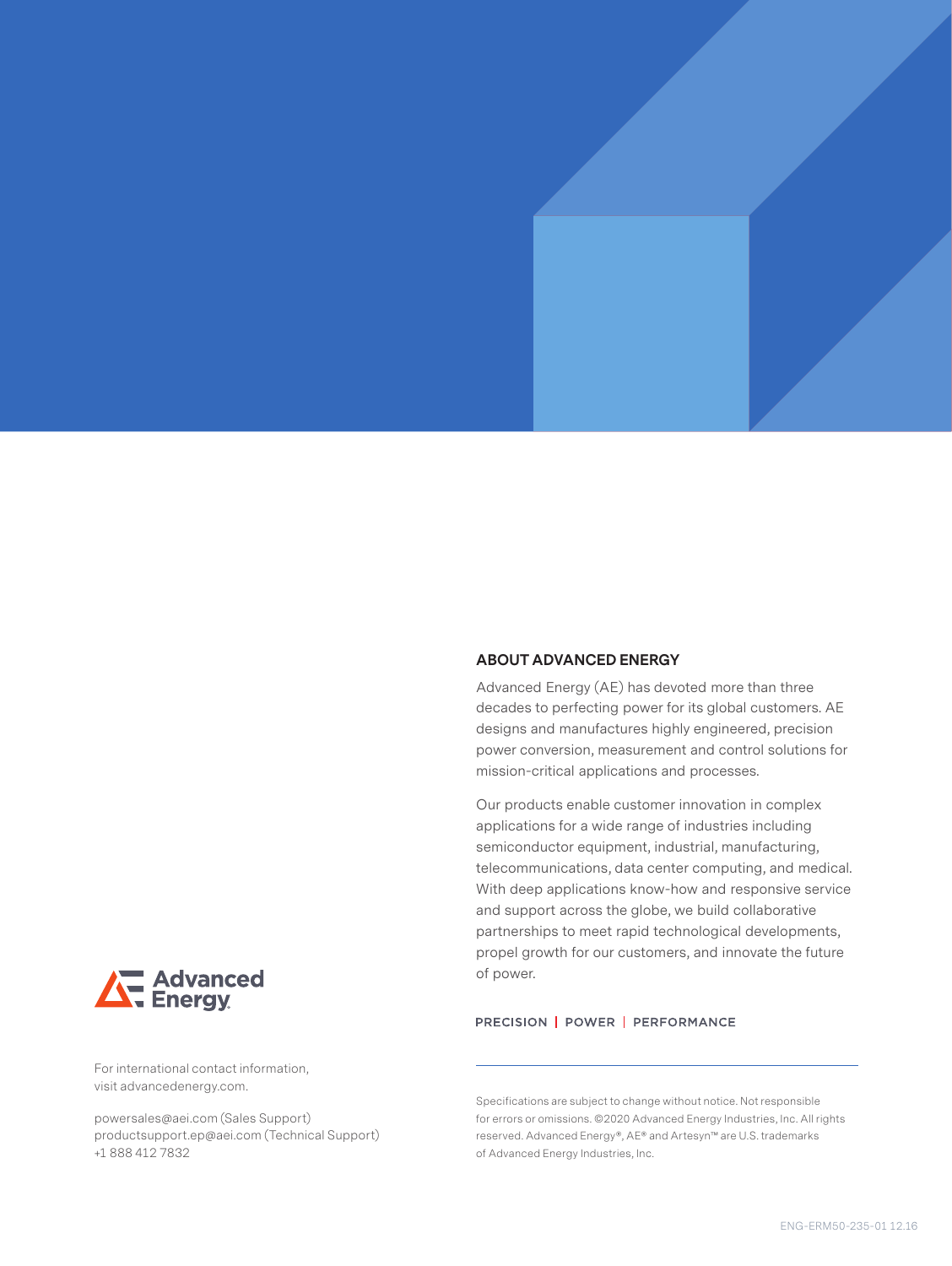## ABOUT ADVANCED ENERGY

Advanced Energy (AE) has devoted more than three decades to perfecting power for its global customers. AE designs and manufactures highly engineered, precision power conversion, measurement and control solutions for mission-critical applications and processes.

Our products enable customer innovation in complex applications for a wide range of industries including semiconductor equipment, industrial, manufacturing, telecommunications, data center computing, and medical. With deep applications know-how and responsive service and support across the globe, we build collaborative partnerships to meet rapid technological developments, propel growth for our customers, and innovate the future of power.

PRECISION | POWER | PERFORMANCE

Advanced Energy

For international contact information, visit advancedenergy.com.

powersales@aei.com (Sales Support)
productsupport.ep@aei.com (Technical Support)
+1 888 412 7832

Specifications are subject to change without notice. Not responsible for errors or omissions. ©2020 Advanced Energy Industries, Inc. All rights reserved. Advanced Energy®, AE® and Artesyn™ are U.S. trademarks of Advanced Energy Industries, Inc.

ENG-ERM50-235-01 12.16